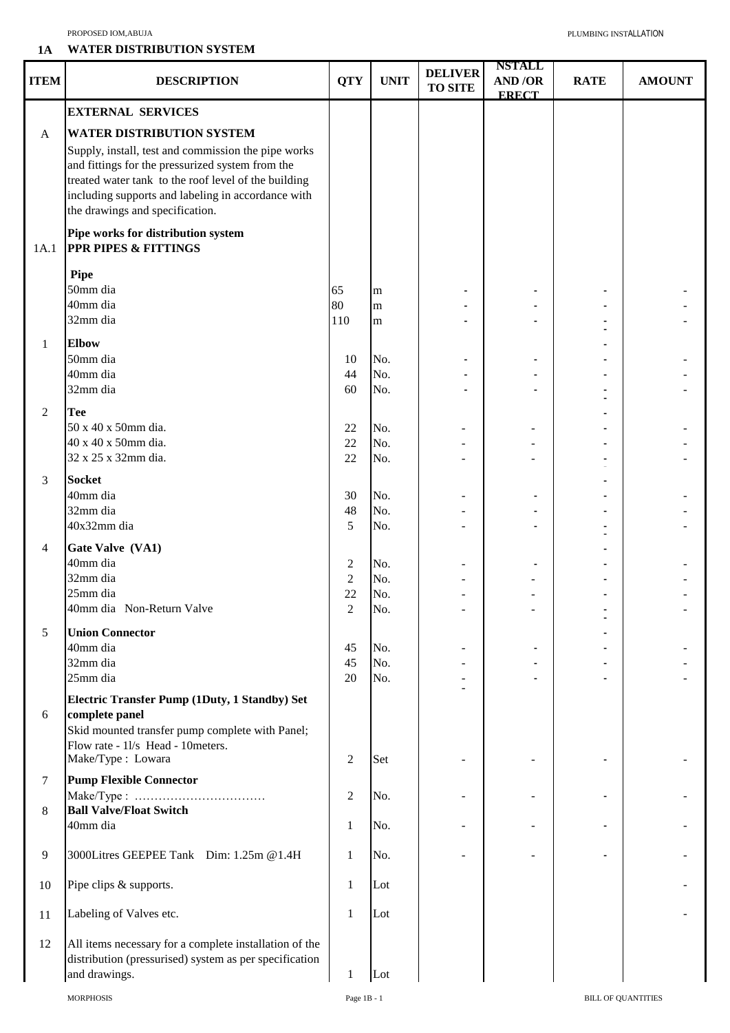## 1A WATER DISTRIBUTION SYSTEM

| ITEM | DESCRIPTION | QTY | UNIT | DELIVER TO SITE | NSTALL AND /OR ERECT | RATE | AMOUNT |
|---|---|---|---|---|---|---|---|
| | **EXTERNAL SERVICES** | | | | | | |
| A | **WATER DISTRIBUTION SYSTEM** | | | | | | |
| | Supply, install, test and commission the pipe works and fittings for the pressurized system from the treated water tank to the roof level of the building including supports and labeling in accordance with the drawings and specification. | | | | | | |
| 1A.1 | **Pipe works for distribution system** **PPR PIPES & FITTINGS** | | | | | | |
| | **Pipe** | | | | | | |
| | 50mm dia | 65 | m | - | - | - | - |
| | 40mm dia | 80 | m | - | - | - | - |
| | 32mm dia | 110 | m | - | - | - | - |
| 1 | **Elbow** | | | | | - | |
| | 50mm dia | 10 | No. | - | - | - | - |
| | 40mm dia | 44 | No. | - | - | - | - |
| | 32mm dia | 60 | No. | - | - | - | - |
| 2 | **Tee** | | | | | - | |
| | 50 x 40 x 50mm dia. | 22 | No. | - | - | - | - |
| | 40 x 40 x 50mm dia. | 22 | No. | - | - | - | - |
| | 32 x 25 x 32mm dia. | 22 | No. | - | - | - | - |
| 3 | **Socket** | | | | | - | |
| | 40mm dia | 30 | No. | - | - | - | - |
| | 32mm dia | 48 | No. | - | - | - | - |
| | 40x32mm dia | 5 | No. | - | - | - | - |
| 4 | **Gate Valve (VA1)** | | | | | - | |
| | 40mm dia | 2 | No. | - | - | - | - |
| | 32mm dia | 2 | No. | - | - | - | - |
| | 25mm dia | 22 | No. | - | - | - | - |
| | 40mm dia Non-Return Valve | 2 | No. | - | - | - | - |
| 5 | **Union Connector** | | | | | - | |
| | 40mm dia | 45 | No. | - | - | - | - |
| | 32mm dia | 45 | No. | - | - | - | - |
| | 25mm dia | 20 | No. | - | - | - | - |
| 6 | **Electric Transfer Pump (1Duty, 1 Standby) Set complete panel** Skid mounted transfer pump complete with Panel; Flow rate - 1l/s Head - 10meters. Make/Type : Lowara | 2 | Set | - | - | - | - |
| 7 | **Pump Flexible Connector** Make/Type : …………………………… | 2 | No. | - | - | - | - |
| 8 | **Ball Valve/Float Switch** 40mm dia | 1 | No. | - | - | - | - |
| 9 | 3000Litres GEEPEE Tank Dim: 1.25m @1.4H | 1 | No. | - | - | - | - |
| 10 | Pipe clips & supports. | 1 | Lot | | | | - |
| 11 | Labeling of Valves etc. | 1 | Lot | | | | - |
| 12 | All items necessary for a complete installation of the distribution (pressurised) system as per specification and drawings. | 1 | Lot | | | | |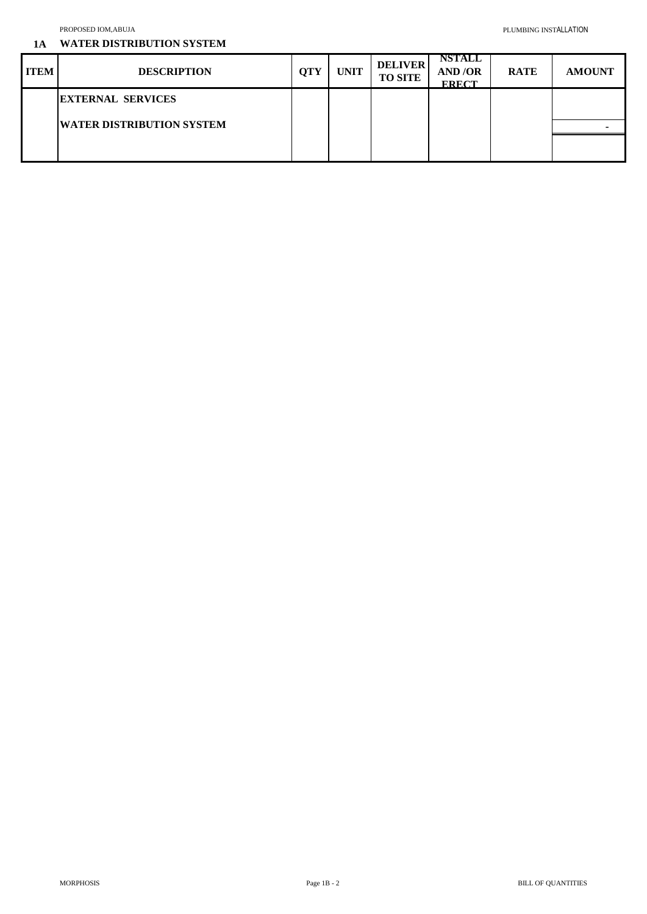## 1A WATER DISTRIBUTION SYSTEM

| ITEM | DESCRIPTION | QTY | UNIT | DELIVER TO SITE | NSTALL AND /OR ERECT | RATE | AMOUNT |
|---|---|---|---|---|---|---|---|
| | **EXTERNAL SERVICES** | | | | | | |
| | **WATER DISTRIBUTION SYSTEM** | | | | | | - |